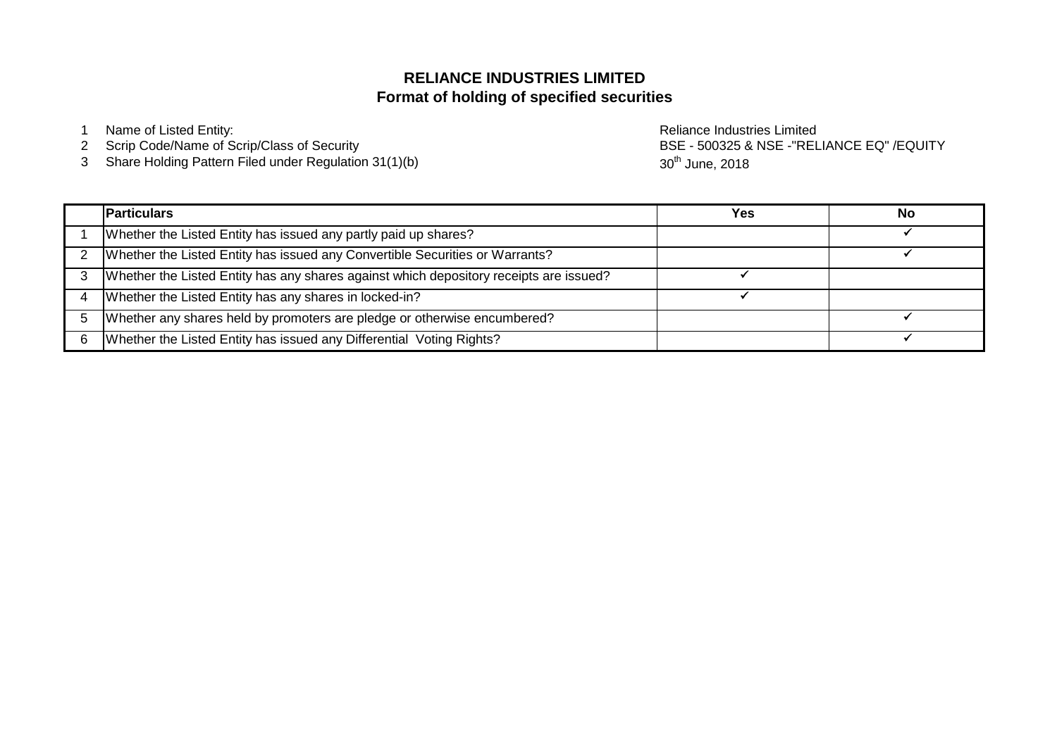# RELIANCE INDUSTRIES LIMITED
## Format of holding of specified securities

1. Name of Listed Entity: Reliance Industries Limited
2. Scrip Code/Name of Scrip/Class of Security: BSE - 500325 & NSE -"RELIANCE EQ" /EQUITY
3. Share Holding Pattern Filed under Regulation 31(1)(b): 30th June, 2018

| | Particulars | Yes | No |
|---|---|---|---|
| 1 | Whether the Listed Entity has issued any partly paid up shares? | | ✓ |
| 2 | Whether the Listed Entity has issued any Convertible Securities or Warrants? | | ✓ |
| 3 | Whether the Listed Entity has any shares against which depository receipts are issued? | ✓ | |
| 4 | Whether the Listed Entity has any shares in locked-in? | ✓ | |
| 5 | Whether any shares held by promoters are pledge or otherwise encumbered? | | ✓ |
| 6 | Whether the Listed Entity has issued any Differential Voting Rights? | | ✓ |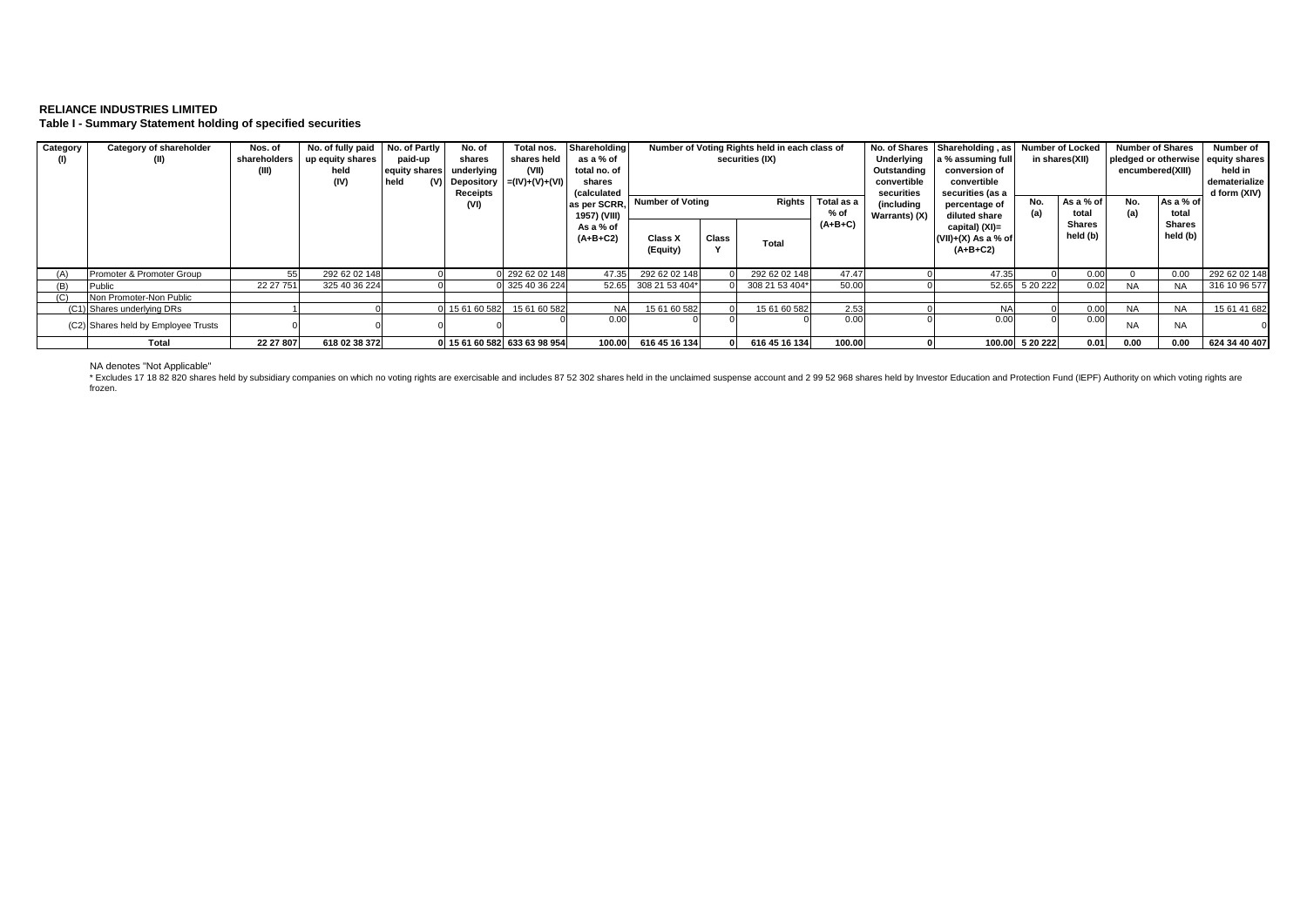**RELIANCE INDUSTRIES LIMITED**

**Table I - Summary Statement holding of specified securities**

| Category (I) | Category of shareholder (II) | Nos. of shareholders (III) | No. of fully paid up equity shares held (IV) | No. of Partly paid-up equity shares held (V) | No. of shares underlying Depository Receipts (VI) | Total nos. shares held (VII) =(IV)+(V)+(VI) | Shareholding as a % of total no. of shares (calculated as per SCRR, 1957) (VIII) As a % of (A+B+C2) | Number of Voting Rights held in each class of securities (IX) | | | | No. of Shares Underlying Outstanding convertible securities (including Warrants) (X) | Shareholding , as a % assuming full conversion of convertible securities (as a percentage of diluted share capital) (XI)= (VII)+(X) As a % of (A+B+C2) | Number of Locked in shares(XII) | | Number of Shares pledged or otherwise encumbered(XIII) | | Number of equity shares held in dematerialized form (XIV) |
|---|---|---|---|---|---|---|---|---|---|---|---|---|---|---|---|---|---|---|
| | | | | | | | | Number of Voting Rights | | | Total as a % of (A+B+C) | | | No. (a) | As a % of total Shares held (b) | No. (a) | As a % of total Shares held (b) | |
| | | | | | | | | Class X (Equity) | Class Y | Total | | | | | | | | |
| (A) | Promoter & Promoter Group | 55 | 292 62 02 148 | 0 | 0 | 292 62 02 148 | 47.35 | 292 62 02 148 | 0 | 292 62 02 148 | 47.47 | 0 | 47.35 | 0 | 0.00 | 0 | 0.00 | 292 62 02 148 |
| (B) | Public | 22 27 751 | 325 40 36 224 | 0 | 0 | 325 40 36 224 | 52.65 | 308 21 53 404* | 0 | 308 21 53 404* | 50.00 | 0 | 52.65 | 5 20 222 | 0.02 | NA | NA | 316 10 96 577 |
| (C) | Non Promoter-Non Public | | | | | | | | | | | | | | | | | |
| (C1) | Shares underlying DRs | 1 | 0 | 0 | 15 61 60 582 | 15 61 60 582 | NA | 15 61 60 582 | 0 | 15 61 60 582 | 2.53 | 0 | NA | 0 | 0.00 | NA | NA | 15 61 41 682 |
| (C2) | Shares held by Employee Trusts | 0 | 0 | 0 | | 0 | 0.00 | 0 | 0 | 0 | 0.00 | 0 | 0.00 | 0 | 0.00 | NA | NA | 0 |
| | **Total** | **22 27 807** | **618 02 38 372** | **0** | **15 61 60 582** | **633 63 98 954** | **100.00** | **616 45 16 134** | **0** | **616 45 16 134** | **100.00** | **0** | **100.00** | **5 20 222** | **0.01** | **0.00** | **0.00** | **624 34 40 407** |

NA denotes "Not Applicable"

* Excludes 17 18 82 820 shares held by subsidiary companies on which no voting rights are exercisable and includes 87 52 302 shares held in the unclaimed suspense account and 2 99 52 968 shares held by Investor Education and Protection Fund (IEPF) Authority on which voting rights are frozen.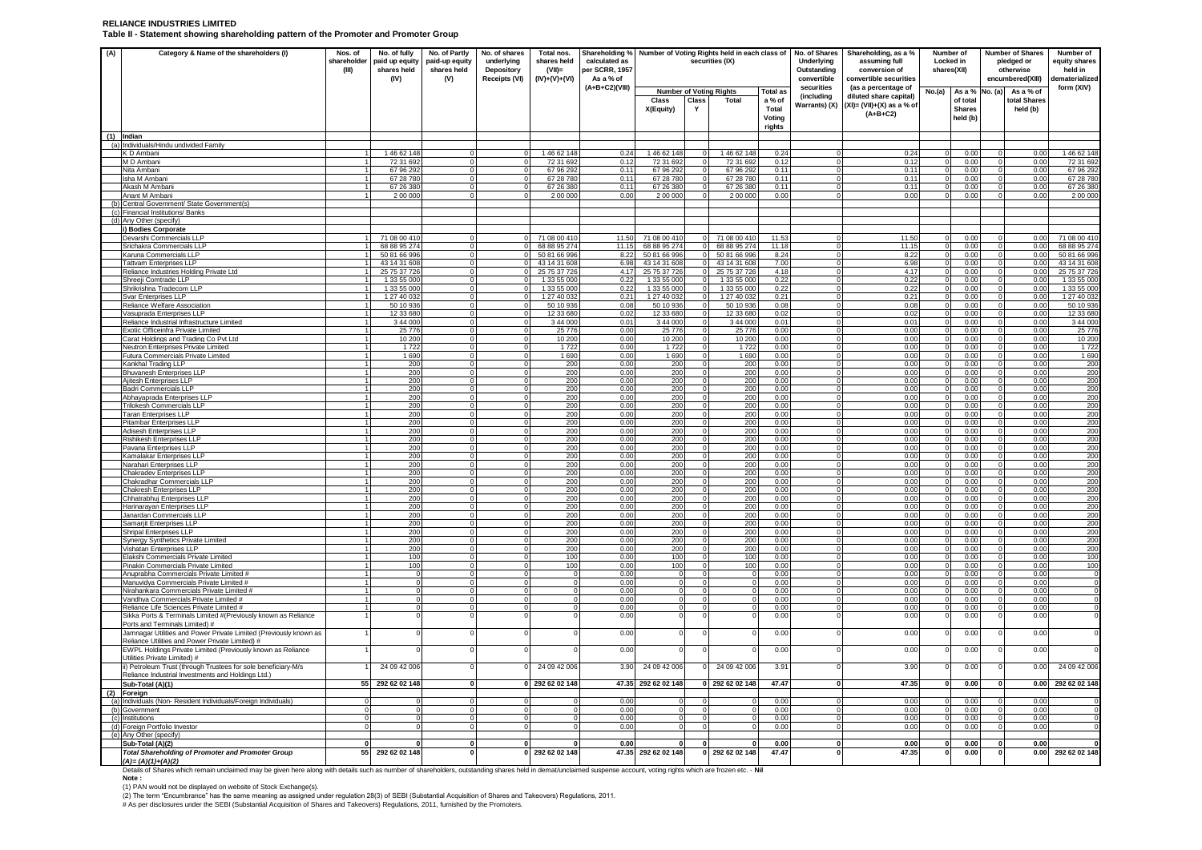**RELIANCE INDUSTRIES LIMITED**

**Table II - Statement showing shareholding pattern of the Promoter and Promoter Group**

| (A) | Category & Name of the shareholders (I) | Nos. of shareholder (III) | No. of fully paid up equity shares held (IV) | No. of Partly paid-up equity shares held (V) | No. of shares underlying Depository Receipts (VI) | Total nos. shares held (VII)= (IV)+(V)+(VI) | Shareholding % calculated as per SCRR, 1957 As a % of (A+B+C2)(VIII) | Number of Voting Rights held in each class of securities (IX) | | | | No. of Shares Underlying Outstanding convertible securities (including Warrants) (X) | Shareholding, as a % assuming full conversion of convertible securities (as a percentage of diluted share capital) (XI)= (VII)+(X) as a % of (A+B+C2) | Number of Locked in shares(XII) | | Number of Shares pledged or otherwise encumbered(XIII) | | Number of equity shares held in dematerialized form (XIV) |
|---|---|---|---|---|---|---|---|---|---|---|---|---|---|---|---|---|---|---|
| | | | | | | | | Number of Voting Rights | | | Total as a % of Total Voting rights | | | No.(a) | As a % of total Shares held (b) | No. (a) | As a % of total Shares held (b) | |
| | | | | | | | | Class X(Equity) | Class Y | Total | | | | | | | | |
| (1) | Indian | | | | | | | | | | | | | | | | | |
| (a) | Individuals/Hindu undivided Family | | | | | | | | | | | | | | | | | |
| | K D Ambani | 1 | 1 46 62 148 | 0 | 0 | 1 46 62 148 | 0.24 | 1 46 62 148 | 0 | 1 46 62 148 | 0.24 | 0 | 0.24 | 0 | 0.00 | 0 | 0.00 | 1 46 62 148 |
| | M D Ambani | 1 | 72 31 692 | 0 | 0 | 72 31 692 | 0.12 | 72 31 692 | 0 | 72 31 692 | 0.12 | 0 | 0.12 | 0 | 0.00 | 0 | 0.00 | 72 31 692 |
| | Nita Ambani | 1 | 67 96 292 | 0 | 0 | 67 96 292 | 0.11 | 67 96 292 | 0 | 67 96 292 | 0.11 | 0 | 0.11 | 0 | 0.00 | 0 | 0.00 | 67 96 292 |
| | Isha M Ambani | 1 | 67 28 780 | 0 | 0 | 67 28 780 | 0.11 | 67 28 780 | 0 | 67 28 780 | 0.11 | 0 | 0.11 | 0 | 0.00 | 0 | 0.00 | 67 28 780 |
| | Akash M Ambani | 1 | 67 26 380 | 0 | 0 | 67 26 380 | 0.11 | 67 26 380 | 0 | 67 26 380 | 0.11 | 0 | 0.11 | 0 | 0.00 | 0 | 0.00 | 67 26 380 |
| | Anant M Ambani | 1 | 2 00 000 | 0 | 0 | 2 00 000 | 0.00 | 2 00 000 | 0 | 2 00 000 | 0.00 | 0 | 0.00 | 0 | 0.00 | 0 | 0.00 | 2 00 000 |
| (b) | Central Government/ State Government(s) | | | | | | | | | | | | | | | | | |
| (c) | Financial Institutions/ Banks | | | | | | | | | | | | | | | | | |
| (d) | Any Other (specify) | | | | | | | | | | | | | | | | | |
| | i) Bodies Corporate | | | | | | | | | | | | | | | | | |
| | Devarshi Commercials LLP | 1 | 71 08 00 410 | 0 | 0 | 71 08 00 410 | 11.50 | 71 08 00 410 | 0 | 71 08 00 410 | 11.53 | 0 | 11.50 | 0 | 0.00 | 0 | 0.00 | 71 08 00 410 |
| | Srichakra Commercials LLP | 1 | 68 88 95 274 | 0 | 0 | 68 88 95 274 | 11.15 | 68 88 95 274 | 0 | 68 88 95 274 | 11.18 | 0 | 11.15 | 0 | 0.00 | 0 | 0.00 | 68 88 95 274 |
| | Karuna Commercials LLP | 1 | 50 81 66 996 | 0 | 0 | 50 81 66 996 | 8.22 | 50 81 66 996 | 0 | 50 81 66 996 | 8.24 | 0 | 8.22 | 0 | 0.00 | 0 | 0.00 | 50 81 66 996 |
| | Tattvam Enterprises LLP | 1 | 43 14 31 608 | 0 | 0 | 43 14 31 608 | 6.98 | 43 14 31 608 | 0 | 43 14 31 608 | 7.00 | 0 | 6.98 | 0 | 0.00 | 0 | 0.00 | 43 14 31 608 |
| | Reliance Industries Holding Private Ltd | 1 | 25 75 37 726 | 0 | 0 | 25 75 37 726 | 4.17 | 25 75 37 726 | 0 | 25 75 37 726 | 4.18 | 0 | 4.17 | 0 | 0.00 | 0 | 0.00 | 25 75 37 726 |
| | Shreeji Comtrade LLP | 1 | 1 33 55 000 | 0 | 0 | 1 33 55 000 | 0.22 | 1 33 55 000 | 0 | 1 33 55 000 | 0.22 | 0 | 0.22 | 0 | 0.00 | 0 | 0.00 | 1 33 55 000 |
| | Shrikrishna Tradecom LLP | 1 | 1 33 55 000 | 0 | 0 | 1 33 55 000 | 0.22 | 1 33 55 000 | 0 | 1 33 55 000 | 0.22 | 0 | 0.22 | 0 | 0.00 | 0 | 0.00 | 1 33 55 000 |
| | Svar Enterprises LLP | 1 | 1 27 40 032 | 0 | 0 | 1 27 40 032 | 0.21 | 1 27 40 032 | 0 | 1 27 40 032 | 0.21 | 0 | 0.21 | 0 | 0.00 | 0 | 0.00 | 1 27 40 032 |
| | Reliance Welfare Association | 1 | 50 10 936 | 0 | 0 | 50 10 936 | 0.08 | 50 10 936 | 0 | 50 10 936 | 0.08 | 0 | 0.08 | 0 | 0.00 | 0 | 0.00 | 50 10 936 |
| | Vasuprada Enterprises LLP | 1 | 12 33 680 | 0 | 0 | 12 33 680 | 0.02 | 12 33 680 | 0 | 12 33 680 | 0.02 | 0 | 0.02 | 0 | 0.00 | 0 | 0.00 | 12 33 680 |
| | Reliance Industrial Infrastructure Limited | 1 | 3 44 000 | 0 | 0 | 3 44 000 | 0.01 | 3 44 000 | 0 | 3 44 000 | 0.01 | 0 | 0.01 | 0 | 0.00 | 0 | 0.00 | 3 44 000 |
| | Exotic Officeinfra Private Limited | 1 | 25 776 | 0 | 0 | 25 776 | 0.00 | 25 776 | 0 | 25 776 | 0.00 | 0 | 0.00 | 0 | 0.00 | 0 | 0.00 | 25 776 |
| | Carat Holdings and Trading Co Pvt Ltd | 1 | 10 200 | 0 | 0 | 10 200 | 0.00 | 10 200 | 0 | 10 200 | 0.00 | 0 | 0.00 | 0 | 0.00 | 0 | 0.00 | 10 200 |
| | Neutron Enterprises Private Limited | 1 | 1 722 | 0 | 0 | 1 722 | 0.00 | 1 722 | 0 | 1 722 | 0.00 | 0 | 0.00 | 0 | 0.00 | 0 | 0.00 | 1 722 |
| | Futura Commercials Private Limited | 1 | 1 690 | 0 | 0 | 1 690 | 0.00 | 1 690 | 0 | 1 690 | 0.00 | 0 | 0.00 | 0 | 0.00 | 0 | 0.00 | 1 690 |
| | Kankhal Trading LLP | 1 | 200 | 0 | 0 | 200 | 0.00 | 200 | 0 | 200 | 0.00 | 0 | 0.00 | 0 | 0.00 | 0 | 0.00 | 200 |
| | Bhuvanesh Enterprises LLP | 1 | 200 | 0 | 0 | 200 | 0.00 | 200 | 0 | 200 | 0.00 | 0 | 0.00 | 0 | 0.00 | 0 | 0.00 | 200 |
| | Ajitesh Enterprises LLP | 1 | 200 | 0 | 0 | 200 | 0.00 | 200 | 0 | 200 | 0.00 | 0 | 0.00 | 0 | 0.00 | 0 | 0.00 | 200 |
| | Badri Commercials LLP | 1 | 200 | 0 | 0 | 200 | 0.00 | 200 | 0 | 200 | 0.00 | 0 | 0.00 | 0 | 0.00 | 0 | 0.00 | 200 |
| | Abhayaprada Enterprises LLP | 1 | 200 | 0 | 0 | 200 | 0.00 | 200 | 0 | 200 | 0.00 | 0 | 0.00 | 0 | 0.00 | 0 | 0.00 | 200 |
| | Trilokesh Commercials LLP | 1 | 200 | 0 | 0 | 200 | 0.00 | 200 | 0 | 200 | 0.00 | 0 | 0.00 | 0 | 0.00 | 0 | 0.00 | 200 |
| | Taran Enterprises LLP | 1 | 200 | 0 | 0 | 200 | 0.00 | 200 | 0 | 200 | 0.00 | 0 | 0.00 | 0 | 0.00 | 0 | 0.00 | 200 |
| | Pitambar Enterprises LLP | 1 | 200 | 0 | 0 | 200 | 0.00 | 200 | 0 | 200 | 0.00 | 0 | 0.00 | 0 | 0.00 | 0 | 0.00 | 200 |
| | Adisesh Enterprises LLP | 1 | 200 | 0 | 0 | 200 | 0.00 | 200 | 0 | 200 | 0.00 | 0 | 0.00 | 0 | 0.00 | 0 | 0.00 | 200 |
| | Rishikesh Enterprises LLP | 1 | 200 | 0 | 0 | 200 | 0.00 | 200 | 0 | 200 | 0.00 | 0 | 0.00 | 0 | 0.00 | 0 | 0.00 | 200 |
| | Pavana Enterprises LLP | 1 | 200 | 0 | 0 | 200 | 0.00 | 200 | 0 | 200 | 0.00 | 0 | 0.00 | 0 | 0.00 | 0 | 0.00 | 200 |
| | Kamalakar Enterprises LLP | 1 | 200 | 0 | 0 | 200 | 0.00 | 200 | 0 | 200 | 0.00 | 0 | 0.00 | 0 | 0.00 | 0 | 0.00 | 200 |
| | Narahari Enterprises LLP | 1 | 200 | 0 | 0 | 200 | 0.00 | 200 | 0 | 200 | 0.00 | 0 | 0.00 | 0 | 0.00 | 0 | 0.00 | 200 |
| | Chakradev Enterprises LLP | 1 | 200 | 0 | 0 | 200 | 0.00 | 200 | 0 | 200 | 0.00 | 0 | 0.00 | 0 | 0.00 | 0 | 0.00 | 200 |
| | Chakradhar Commercials LLP | 1 | 200 | 0 | 0 | 200 | 0.00 | 200 | 0 | 200 | 0.00 | 0 | 0.00 | 0 | 0.00 | 0 | 0.00 | 200 |
| | Chakresh Enterprises LLP | 1 | 200 | 0 | 0 | 200 | 0.00 | 200 | 0 | 200 | 0.00 | 0 | 0.00 | 0 | 0.00 | 0 | 0.00 | 200 |
| | Chhatrabhuj Enterprises LLP | 1 | 200 | 0 | 0 | 200 | 0.00 | 200 | 0 | 200 | 0.00 | 0 | 0.00 | 0 | 0.00 | 0 | 0.00 | 200 |
| | Harinarayan Enterprises LLP | 1 | 200 | 0 | 0 | 200 | 0.00 | 200 | 0 | 200 | 0.00 | 0 | 0.00 | 0 | 0.00 | 0 | 0.00 | 200 |
| | Janardan Commercials LLP | 1 | 200 | 0 | 0 | 200 | 0.00 | 200 | 0 | 200 | 0.00 | 0 | 0.00 | 0 | 0.00 | 0 | 0.00 | 200 |
| | Samarjit Enterprises LLP | 1 | 200 | 0 | 0 | 200 | 0.00 | 200 | 0 | 200 | 0.00 | 0 | 0.00 | 0 | 0.00 | 0 | 0.00 | 200 |
| | Shripal Enterprises LLP | 1 | 200 | 0 | 0 | 200 | 0.00 | 200 | 0 | 200 | 0.00 | 0 | 0.00 | 0 | 0.00 | 0 | 0.00 | 200 |
| | Synergy Synthetics Private Limited | 1 | 200 | 0 | 0 | 200 | 0.00 | 200 | 0 | 200 | 0.00 | 0 | 0.00 | 0 | 0.00 | 0 | 0.00 | 200 |
| | Vishatan Enterprises LLP | 1 | 200 | 0 | 0 | 200 | 0.00 | 200 | 0 | 200 | 0.00 | 0 | 0.00 | 0 | 0.00 | 0 | 0.00 | 200 |
| | Elakshi Commercials Private Limited | 1 | 100 | 0 | 0 | 100 | 0.00 | 100 | 0 | 100 | 0.00 | 0 | 0.00 | 0 | 0.00 | 0 | 0.00 | 100 |
| | Pinakin Commercials Private Limited | 1 | 100 | 0 | 0 | 100 | 0.00 | 100 | 0 | 100 | 0.00 | 0 | 0.00 | 0 | 0.00 | 0 | 0.00 | 100 |
| | Anuprabha Commercials Private Limited # | 1 | 0 | 0 | 0 | 0 | 0.00 | 0 | 0 | 0 | 0.00 | 0 | 0.00 | 0 | 0.00 | 0 | 0.00 | 0 |
| | Manuvidya Commercials Private Limited # | 1 | 0 | 0 | 0 | 0 | 0.00 | 0 | 0 | 0 | 0.00 | 0 | 0.00 | 0 | 0.00 | 0 | 0.00 | 0 |
| | Nirahankara Commercials Private Limited # | 1 | 0 | 0 | 0 | 0 | 0.00 | 0 | 0 | 0 | 0.00 | 0 | 0.00 | 0 | 0.00 | 0 | 0.00 | 0 |
| | Vandhya Commercials Private Limited # | 1 | 0 | 0 | 0 | 0 | 0.00 | 0 | 0 | 0 | 0.00 | 0 | 0.00 | 0 | 0.00 | 0 | 0.00 | 0 |
| | Reliance Life Sciences Private Limited # | 1 | 0 | 0 | 0 | 0 | 0.00 | 0 | 0 | 0 | 0.00 | 0 | 0.00 | 0 | 0.00 | 0 | 0.00 | 0 |
| | Sikka Ports & Terminals Limited #(Previously known as Reliance Ports and Terminals Limited) # | 1 | 0 | 0 | 0 | 0 | 0.00 | 0 | 0 | 0 | 0.00 | 0 | 0.00 | 0 | 0.00 | 0 | 0.00 | 0 |
| | Jamnagar Utilities and Power Private Limited (Previously known as Reliance Utilities and Power Private Limited) # | 1 | 0 | 0 | 0 | 0 | 0.00 | 0 | 0 | 0 | 0.00 | 0 | 0.00 | 0 | 0.00 | 0 | 0.00 | 0 |
| | EWPL Holdings Private Limited (Previously known as Reliance Utilities Private Limited) # | 1 | 0 | 0 | 0 | 0 | 0.00 | 0 | 0 | 0 | 0.00 | 0 | 0.00 | 0 | 0.00 | 0 | 0.00 | 0 |
| | ii) Petroleum Trust (through Trustees for sole beneficiary-M/s Reliance Industrial Investments and Holdings Ltd.) | 1 | 24 09 42 006 | 0 | 0 | 24 09 42 006 | 3.90 | 24 09 42 006 | 0 | 24 09 42 006 | 3.91 | 0 | 3.90 | 0 | 0.00 | 0 | 0.00 | 24 09 42 006 |
| | **Sub-Total (A)(1)** | **55** | **292 62 02 148** | **0** | **0** | **292 62 02 148** | **47.35** | **292 62 02 148** | **0** | **292 62 02 148** | **47.47** | **0** | **47.35** | **0** | **0.00** | **0** | **0.00** | **292 62 02 148** |
| (2) | **Foreign** | | | | | | | | | | | | | | | | | |
| (a) | Individuals (Non- Resident Individuals/Foreign Individuals) | 0 | 0 | 0 | 0 | 0 | 0.00 | 0 | 0 | 0 | 0.00 | 0 | 0.00 | 0 | 0.00 | 0 | 0.00 | 0 |
| (b) | Government | 0 | 0 | 0 | 0 | 0 | 0.00 | 0 | 0 | 0 | 0.00 | 0 | 0.00 | 0 | 0.00 | 0 | 0.00 | 0 |
| (c) | Institutions | 0 | 0 | 0 | 0 | 0 | 0.00 | 0 | 0 | 0 | 0.00 | 0 | 0.00 | 0 | 0.00 | 0 | 0.00 | 0 |
| (d) | Foreign Portfolio Investor | 0 | 0 | 0 | 0 | 0 | 0.00 | 0 | 0 | 0 | 0.00 | 0 | 0.00 | 0 | 0.00 | 0 | 0.00 | 0 |
| (e) | Any Other (specify) | | | | | | | | | | | | | | | | | |
| | **Sub-Total (A)(2)** | **0** | **0** | **0** | **0** | **0** | **0.00** | **0** | **0** | **0** | **0.00** | **0** | **0.00** | **0** | **0.00** | **0** | **0.00** | **0** |
| | ***Total Shareholding of Promoter and Promoter Group (A)= (A)(1)+(A)(2)*** | **55** | **292 62 02 148** | **0** | **0** | **292 62 02 148** | **47.35** | **292 62 02 148** | **0** | **292 62 02 148** | **47.47** | **0** | **47.35** | **0** | **0.00** | **0** | **0.00** | **292 62 02 148** |

Details of Shares which remain unclaimed may be given here along with details such as number of shareholders, outstanding shares held in demat/unclaimed suspense account, voting rights which are frozen etc. - **Nil**

**Note :**

(1) PAN would not be displayed on website of Stock Exchange(s).

(2) The term "Encumbrance" has the same meaning as assigned under regulation 28(3) of SEBI (Substantial Acquisition of Shares and Takeovers) Regulations, 2011.

# As per disclosures under the SEBI (Substantial Acquisition of Shares and Takeovers) Regulations, 2011, furnished by the Promoters.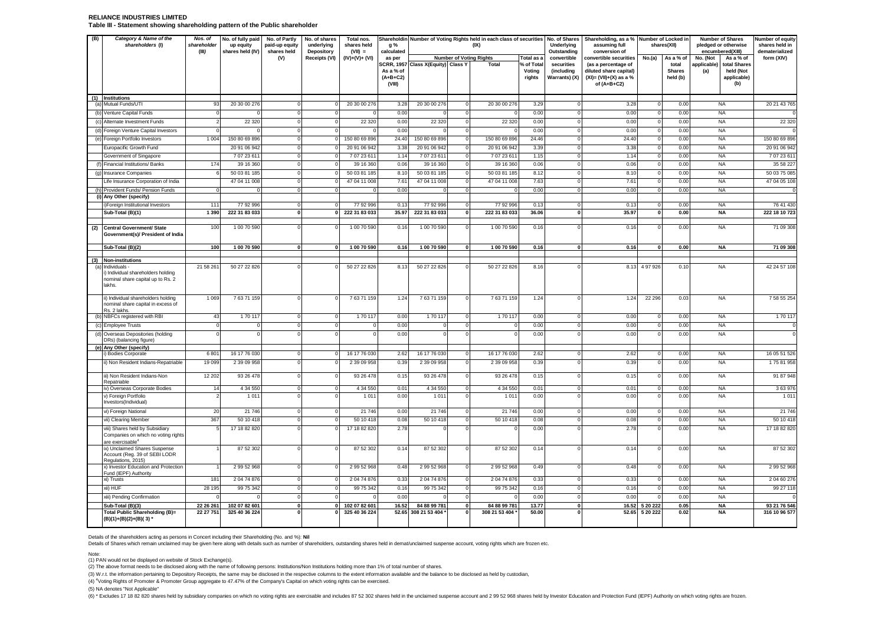**RELIANCE INDUSTRIES LIMITED**
**Table III - Statement showing shareholding pattern of the Public shareholder**

| (B) | Category & Name of the shareholders (I) | Nos. of shareholder (III) | No. of fully paid up equity shares held (IV) | No. of Partly paid-up equity shares held (V) | No. of shares underlying Depository Receipts (VI) | Total nos. shares held (VII) = (IV)+(V)+ (VI) | Shareholding % calculated as per SCRR, 1957 As a % of (A+B+C2) (VIII) | Number of Voting Rights held in each class of securities (IX) | | | | No. of Shares Underlying Outstanding convertible securities (including Warrants) (X) | Shareholding, as a % assuming full conversion of convertible securities (as a percentage of diluted share capital) (XI)= (VII)+(X) as a % of (A+B+C2) | Number of Locked in shares(XII) | | Number of Shares pledged or otherwise encumbered(XIII) | | Number of equity shares held in dematerialized form (XIV) |
|---|---|---|---|---|---|---|---|---|---|---|---|---|---|---|---|---|---|---|
| | | | | | | | | Number of Voting Rights | | | Total as a % of Total Voting rights | | | No.(a) | As a % of total Shares held (b) | No. (Not applicable) (a) | As a % of total Shares held (Not applicable) (b) | |
| | | | | | | | | Class X(Equity) | Class Y | Total | | | | | | | | |
| (1) | Institutions | | | | | | | | | | | | | | | | | |
| (a) | Mutual Funds/UTI | 93 | 20 30 00 276 | 0 | 0 | 20 30 00 276 | 3.28 | 20 30 00 276 | 0 | 20 30 00 276 | 3.29 | 0 | 3.28 | 0 | 0.00 | NA | | 20 21 43 765 |
| (b) | Venture Capital Funds | 0 | 0 | 0 | 0 | 0 | 0.00 | 0 | 0 | 0 | 0.00 | 0 | 0.00 | 0 | 0.00 | NA | | 0 |
| (c) | Alternate Investment Funds | 2 | 22 320 | 0 | 0 | 22 320 | 0.00 | 22 320 | 0 | 22 320 | 0.00 | 0 | 0.00 | 0 | 0.00 | NA | | 22 320 |
| (d) | Foreign Venture Capital Investors | 0 | 0 | 0 | 0 | 0 | 0.00 | 0 | 0 | 0 | 0.00 | 0 | 0.00 | 0 | 0.00 | NA | | 0 |
| (e) | Foreign Portfolio Investors | 1 004 | 150 80 69 896 | 0 | 0 | 150 80 69 896 | 24.40 | 150 80 69 896 | 0 | 150 80 69 896 | 24.46 | 0 | 24.40 | 0 | 0.00 | NA | | 150 80 69 896 |
| | Europacific Growth Fund | | 20 91 06 942 | 0 | 0 | 20 91 06 942 | 3.38 | 20 91 06 942 | 0 | 20 91 06 942 | 3.39 | 0 | 3.38 | 0 | 0.00 | NA | | 20 91 06 942 |
| | Government of Singapore | | 7 07 23 611 | 0 | 0 | 7 07 23 611 | 1.14 | 7 07 23 611 | 0 | 7 07 23 611 | 1.15 | 0 | 1.14 | 0 | 0.00 | NA | | 7 07 23 611 |
| (f) | Financial Institutions/ Banks | 174 | 39 16 360 | 0 | 0 | 39 16 360 | 0.06 | 39 16 360 | 0 | 39 16 360 | 0.06 | 0 | 0.06 | 0 | 0.00 | NA | | 35 58 227 |
| (g) | Insurance Companies | 6 | 50 03 81 185 | 0 | 0 | 50 03 81 185 | 8.10 | 50 03 81 185 | 0 | 50 03 81 185 | 8.12 | 0 | 8.10 | 0 | 0.00 | NA | | 50 03 75 085 |
| | Life Insurance Corporation of India | | 47 04 11 008 | 0 | 0 | 47 04 11 008 | 7.61 | 47 04 11 008 | 0 | 47 04 11 008 | 7.63 | 0 | 7.61 | 0 | 0.00 | NA | | 47 04 05 108 |
| (h) | Provident Funds/ Pension Funds | 0 | 0 | 0 | 0 | 0 | 0.00 | 0 | 0 | 0 | 0.00 | 0 | 0.00 | 0 | 0.00 | NA | | 0 |
| (i) | Any Other (specify) | | | | | | | | | | | | | | | | | |
| | i)Foreign Institutional Investors | 111 | 77 92 996 | 0 | 0 | 77 92 996 | 0.13 | 77 92 996 | 0 | 77 92 996 | 0.13 | 0 | 0.13 | 0 | 0.00 | NA | | 76 41 430 |
| | **Sub-Total (B)(1)** | **1 390** | **222 31 83 033** | **0** | **0** | **222 31 83 033** | **35.97** | **222 31 83 033** | **0** | **222 31 83 033** | **36.06** | **0** | **35.97** | **0** | **0.00** | **NA** | | **222 18 10 723** |
| (2) | **Central Government/ State Government(s)/ President of India** | 100 | 1 00 70 590 | 0 | 0 | 1 00 70 590 | 0.16 | 1 00 70 590 | 0 | 1 00 70 590 | 0.16 | 0 | 0.16 | 0 | 0.00 | NA | | 71 09 308 |
| | **Sub-Total (B)(2)** | **100** | **1 00 70 590** | **0** | **0** | **1 00 70 590** | **0.16** | **1 00 70 590** | **0** | **1 00 70 590** | **0.16** | **0** | **0.16** | **0** | **0.00** | **NA** | | **71 09 308** |
| (3) | **Non-institutions** | | | | | | | | | | | | | | | | | |
| (a) | Individuals - i) Individual shareholders holding nominal share capital up to Rs. 2 lakhs. | 21 58 261 | 50 27 22 826 | 0 | 0 | 50 27 22 826 | 8.13 | 50 27 22 826 | 0 | 50 27 22 826 | 8.16 | 0 | 8.13 | 4 97 926 | 0.10 | NA | | 42 24 57 108 |
| | ii) Individual shareholders holding nominal share capital in excess of Rs. 2 lakhs. | 1 069 | 7 63 71 159 | 0 | 0 | 7 63 71 159 | 1.24 | 7 63 71 159 | 0 | 7 63 71 159 | 1.24 | 0 | 1.24 | 22 296 | 0.03 | NA | | 7 58 55 254 |
| (b) | NBFCs registered with RBI | 43 | 1 70 117 | 0 | 0 | 1 70 117 | 0.00 | 1 70 117 | 0 | 1 70 117 | 0.00 | 0 | 0.00 | 0 | 0.00 | NA | | 1 70 117 |
| (c) | Employee Trusts | 0 | 0 | 0 | 0 | 0 | 0.00 | 0 | 0 | 0 | 0.00 | 0 | 0.00 | 0 | 0.00 | NA | | 0 |
| (d) | Overseas Depositories (holding DRs) (balancing figure) | 0 | 0 | 0 | 0 | 0 | 0.00 | 0 | 0 | 0 | 0.00 | 0 | 0.00 | 0 | 0.00 | NA | | 0 |
| (e) | Any Other (specify) | | | | | | | | | | | | | | | | | |
| | i) Bodies Corporate | 6 801 | 16 17 76 030 | 0 | 0 | 16 17 76 030 | 2.62 | 16 17 76 030 | 0 | 16 17 76 030 | 2.62 | 0 | 2.62 | 0 | 0.00 | NA | | 16 05 51 526 |
| | ii) Non Resident Indians-Repatriable | 19 099 | 2 39 09 958 | 0 | 0 | 2 39 09 958 | 0.39 | 2 39 09 958 | 0 | 2 39 09 958 | 0.39 | 0 | 0.39 | 0 | 0.00 | NA | | 1 75 81 958 |
| | iii) Non Resident Indians-Non Repatriable | 12 202 | 93 26 478 | 0 | 0 | 93 26 478 | 0.15 | 93 26 478 | 0 | 93 26 478 | 0.15 | 0 | 0.15 | 0 | 0.00 | NA | | 91 87 948 |
| | iv) Overseas Corporate Bodies | 14 | 4 34 550 | 0 | 0 | 4 34 550 | 0.01 | 4 34 550 | 0 | 4 34 550 | 0.01 | 0 | 0.01 | 0 | 0.00 | NA | | 3 63 976 |
| | v) Foreign Portfolio Investors(Individual) | 2 | 1 011 | 0 | 0 | 1 011 | 0.00 | 1 011 | 0 | 1 011 | 0.00 | 0 | 0.00 | 0 | 0.00 | NA | | 1 011 |
| | vi) Foreign National | 20 | 21 746 | 0 | 0 | 21 746 | 0.00 | 21 746 | 0 | 21 746 | 0.00 | 0 | 0.00 | 0 | 0.00 | NA | | 21 746 |
| | vii) Clearing Member | 367 | 50 10 418 | 0 | 0 | 50 10 418 | 0.08 | 50 10 418 | 0 | 50 10 418 | 0.08 | 0 | 0.08 | 0 | 0.00 | NA | | 50 10 418 |
| | viii) Shares held by Subsidiary Companies on which no voting rights are exercisable[4] | 5 | 17 18 82 820 | 0 | 0 | 17 18 82 820 | 2.78 | 0 | 0 | 0 | 0.00 | 0 | 2.78 | 0 | 0.00 | NA | | 17 18 82 820 |
| | ix) Unclaimed Shares Suspense Account (Reg. 39 of SEBI LODR Regulations, 2015) | 1 | 87 52 302 | 0 | 0 | 87 52 302 | 0.14 | 87 52 302 | 0 | 87 52 302 | 0.14 | 0 | 0.14 | 0 | 0.00 | NA | | 87 52 302 |
| | x) Investor Education and Protection Fund (IEPF) Authority | 1 | 2 99 52 968 | 0 | 0 | 2 99 52 968 | 0.48 | 2 99 52 968 | 0 | 2 99 52 968 | 0.49 | 0 | 0.48 | 0 | 0.00 | NA | | 2 99 52 968 |
| | xi) Trusts | 181 | 2 04 74 876 | 0 | 0 | 2 04 74 876 | 0.33 | 2 04 74 876 | 0 | 2 04 74 876 | 0.33 | 0 | 0.33 | 0 | 0.00 | NA | | 2 04 60 276 |
| | xii) HUF | 28 195 | 99 75 342 | 0 | 0 | 99 75 342 | 0.16 | 99 75 342 | 0 | 99 75 342 | 0.16 | 0 | 0.16 | 0 | 0.00 | NA | | 99 27 118 |
| | xiii) Pending Confirmation | 0 | 0 | 0 | 0 | 0 | 0.00 | 0 | 0 | 0 | 0.00 | 0 | 0.00 | 0 | 0.00 | NA | | 0 |
| | **Sub-Total (B)(3)** | **22 26 261** | **102 07 82 601** | **0** | **0** | **102 07 82 601** | **16.52** | **84 88 99 781** | **0** | **84 88 99 781** | **13.77** | **0** | **16.52** | **5 20 222** | **0.05** | **NA** | | **93 21 76 546** |
| | **Total Public Shareholding (B)= (B)(1)+(B)(2)+(B)( 3) \*** | **22 27 751** | **325 40 36 224** | **0** | **0** | **325 40 36 224** | **52.65** | **308 21 53 404 \*** | **0** | **308 21 53 404 \*** | **50.00** | **0** | **52.65** | **5 20 222** | **0.02** | **NA** | | **316 10 96 577** |

Details of the shareholders acting as persons in Concert including their Shareholding (No. and %): **Nil**

Details of Shares which remain unclaimed may be given here along with details such as number of shareholders, outstanding shares held in demat/unclaimed suspense account, voting rights which are frozen etc.

Note:

(1) PAN would not be displayed on website of Stock Exchange(s).

(2) The above format needs to be disclosed along with the name of following persons: Institutions/Non Institutions holding more than 1% of total number of shares.

(3) W.r.t. the information pertaining to Depository Receipts, the same may be disclosed in the respective columns to the extent information available and the balance to be disclosed as held by custodian,

(4) [4]Voting Rights of Promoter & Promoter Group aggregate to 47.47% of the Company's Capital on which voting rights can be exercised.

(5) NA denotes "Not Applicable"

(6) * Excludes 17 18 82 820 shares held by subsidiary companies on which no voting rights are exercisable and includes 87 52 302 shares held in the unclaimed suspense account and 2 99 52 968 shares held by Investor Education and Protection Fund (IEPF) Authority on which voting rights are frozen.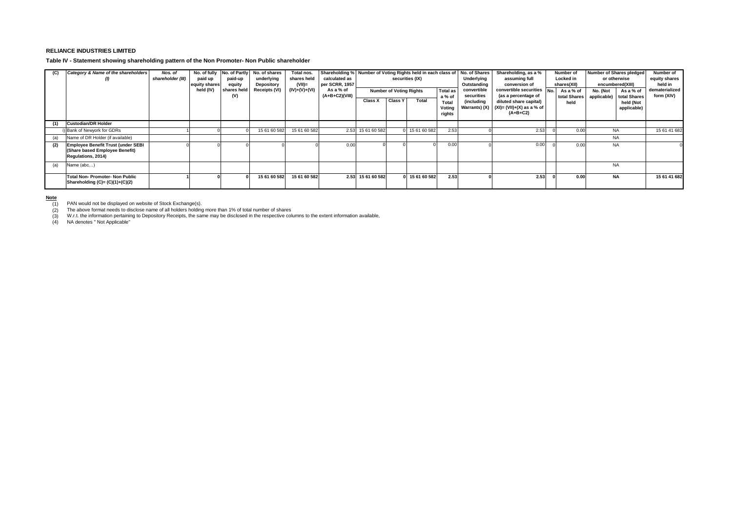**RELIANCE INDUSTRIES LIMITED**

**Table IV - Statement showing shareholding pattern of the Non Promoter- Non Public shareholder**

| (C) | Category & Name of the shareholders (I) | Nos. of shareholder (III) | No. of fully paid up equity shares held (IV) | No. of Partly paid-up equity shares held (V) | No. of shares underlying Depository Receipts (VI) | Total nos. shares held (VII)= (IV)+(V)+(VI) | Shareholding % calculated as per SCRR, 1957 As a % of (A+B+C2)(VIII) | Number of Voting Rights held in each class of securities (IX) | | | | No. of Shares Underlying Outstanding convertible securities (including Warrants) (X) | Shareholding, as a % assuming full conversion of convertible securities (as a percentage of diluted share capital) (XI)= (VII)+(X) as a % of (A+B+C2) | Number of Locked in shares(XII) | | Number of Shares pledged or otherwise encumbered(XIII) | | Number of equity shares held in dematerialized form (XIV) |
|---|---|---|---|---|---|---|---|---|---|---|---|---|---|---|---|---|---|---|
| | | | | | | | | Number of Voting Rights | | | Total as a % of Total Voting rights | | | No. | As a % of total Shares held | No. (Not applicable) | As a % of total Shares held (Not applicable) | |
| | | | | | | | | Class X | Class Y | Total | | | | | | | | |
| **(1)** | **Custodian/DR Holder** | | | | | | | | | | | | | | | | | |
| | i) Bank of Newyork for GDRs | 1 | 0 | 0 | 15 61 60 582 | 15 61 60 582 | 2.53 | 15 61 60 582 | 0 | 15 61 60 582 | 2.53 | 0 | 2.53 | 0 | 0.00 | NA | | 15 61 41 682 |
| (a) | Name of DR Holder (if available) | | | | | | | | | | | | | | | NA | | |
| **(2)** | **Employee Benefit Trust (under SEBI (Share based Employee Benefit) Regulations, 2014)** | 0 | 0 | 0 | 0 | 0 | 0.00 | 0 | 0 | 0 | 0.00 | 0 | 0.00 | 0 | 0.00 | NA | | 0 |
| (a) | Name (abc…) | | | | | | | | | | | | | | | NA | | |
| | **Total Non- Promoter- Non Public Shareholding (C)= (C)(1)+(C)(2)** | **1** | **0** | **0** | **15 61 60 582** | **15 61 60 582** | **2.53** | **15 61 60 582** | **0** | **15 61 60 582** | **2.53** | **0** | **2.53** | **0** | **0.00** | **NA** | | **15 61 41 682** |

**Note**

(1) PAN would not be displayed on website of Stock Exchange(s).

(2) The above format needs to disclose name of all holders holding more than 1% of total number of shares

(3) W.r.t. the information pertaining to Depository Receipts, the same may be disclosed in the respective columns to the extent information available,

(4) NA denotes " Not Applicable"